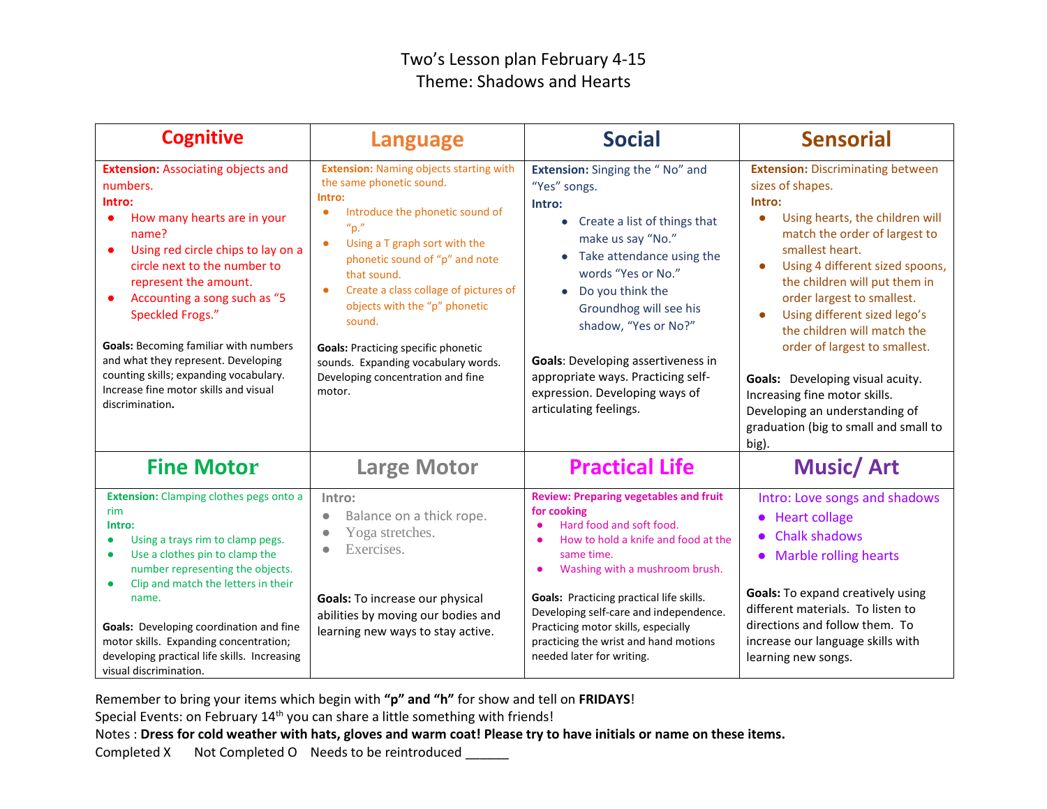# Two's Lesson plan February 4-15
## Theme: Shadows and Hearts

| Cognitive | Language | Social | Sensorial |
|---|---|---|---|
| **Extension:** Associating objects and numbers.<br>**Intro:**<br>• How many hearts are in your name?<br>• Using red circle chips to lay on a circle next to the number to represent the amount.<br>• Accounting a song such as "5 Speckled Frogs."<br><br>**Goals:** Becoming familiar with numbers and what they represent. Developing counting skills; expanding vocabulary. Increase fine motor skills and visual discrimination**.** | **Extension:** Naming objects starting with the same phonetic sound.<br>**Intro:**<br>• Introduce the phonetic sound of "p."<br>• Using a T graph sort with the phonetic sound of "p" and note that sound.<br>• Create a class collage of pictures of objects with the "p" phonetic sound.<br><br>**Goals:** Practicing specific phonetic sounds. Expanding vocabulary words. Developing concentration and fine motor. | **Extension:** Singing the " No" and "Yes" songs.<br>**Intro:**<br>• Create a list of things that make us say "No."<br>• Take attendance using the words "Yes or No."<br>• Do you think the Groundhog will see his shadow, "Yes or No?"<br><br>**Goals**: Developing assertiveness in appropriate ways. Practicing self-expression. Developing ways of articulating feelings. | **Extension:** Discriminating between sizes of shapes.<br>**Intro:**<br>• Using hearts, the children will match the order of largest to smallest heart.<br>• Using 4 different sized spoons, the children will put them in order largest to smallest.<br>• Using different sized lego's the children will match the order of largest to smallest.<br><br>**Goals:** Developing visual acuity. Increasing fine motor skills. Developing an understanding of graduation (big to small and small to big). |
| **Fine Motor** | **Large Motor** | **Practical Life** | **Music/ Art** |
| **Extension:** Clamping clothes pegs onto a rim<br>**Intro:**<br>• Using a trays rim to clamp pegs.<br>• Use a clothes pin to clamp the number representing the objects.<br>• Clip and match the letters in their name.<br><br>**Goals:** Developing coordination and fine motor skills. Expanding concentration; developing practical life skills. Increasing visual discrimination. | Intro:<br>• Balance on a thick rope.<br>• Yoga stretches.<br>• Exercises.<br><br>**Goals:** To increase our physical abilities by moving our bodies and learning new ways to stay active. | **Review: Preparing vegetables and fruit for cooking**<br>• Hard food and soft food.<br>• How to hold a knife and food at the same time.<br>• Washing with a mushroom brush.<br><br>**Goals:** Practicing practical life skills. Developing self-care and independence. Practicing motor skills, especially practicing the wrist and hand motions needed later for writing. | Intro: Love songs and shadows<br>• Heart collage<br>• Chalk shadows<br>• Marble rolling hearts<br><br>**Goals:** To expand creatively using different materials. To listen to directions and follow them. To increase our language skills with learning new songs. |

Remember to bring your items which begin with **"p" and "h"** for show and tell on **FRIDAYS**!
Special Events: on February 14th you can share a little something with friends!
Notes : **Dress for cold weather with hats, gloves and warm coat! Please try to have initials or name on these items.**
Completed X Not Completed O Needs to be reintroduced ______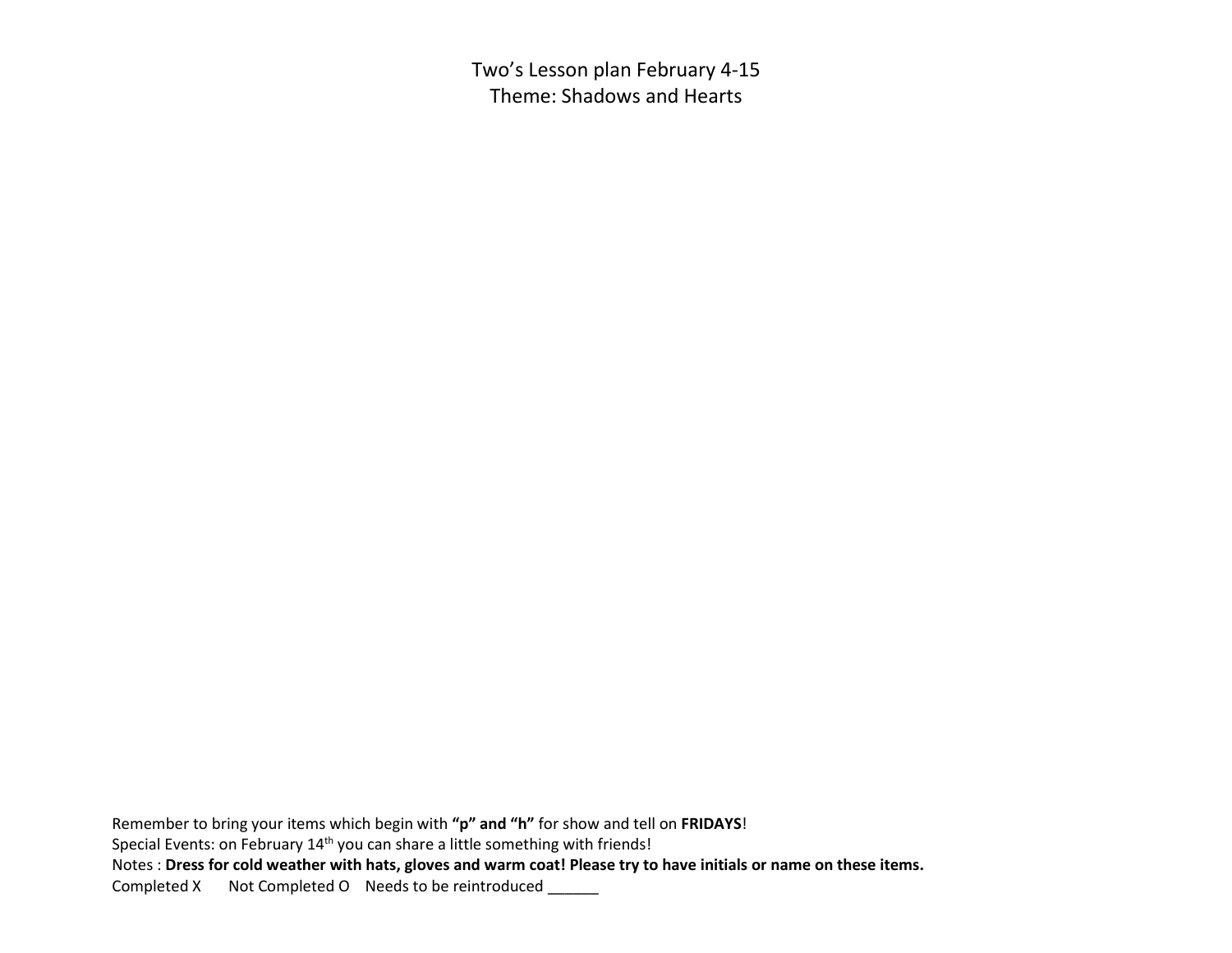# Two's Lesson plan February 4-15

## Theme: Shadows and Hearts

Remember to bring your items which begin with **"p" and "h"** for show and tell on **FRIDAYS**!

Special Events: on February 14th you can share a little something with friends!

Notes : **Dress for cold weather with hats, gloves and warm coat! Please try to have initials or name on these items.**

Completed X    Not Completed O    Needs to be reintroduced ______